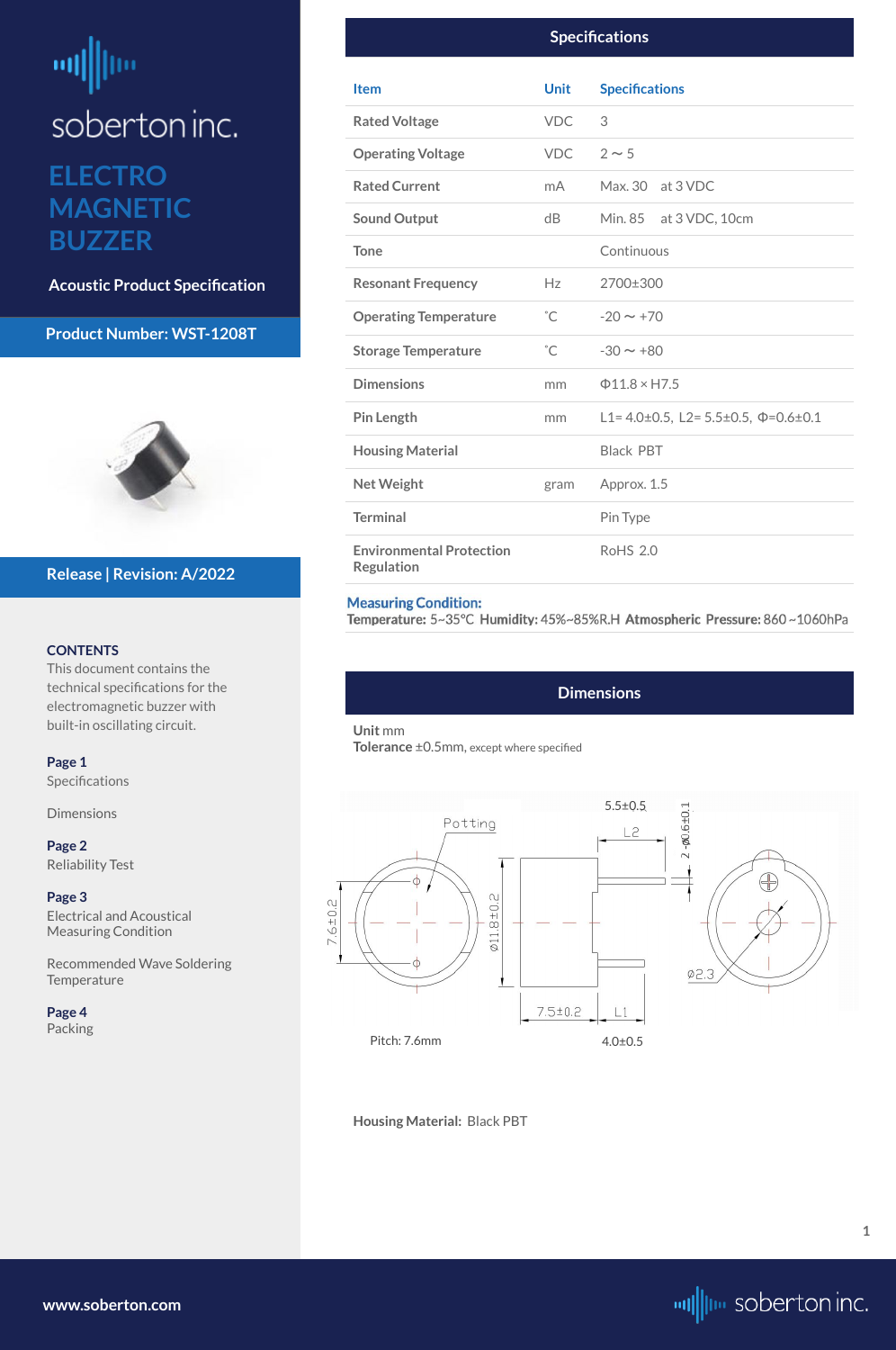# ELECTRO MAGNETIC BUZZER

**Acoustic Product Specification**

**Product Number: WST-1208T**

**Release | Revision: A/2022**

**CONTENTS**

This document contains the technical specifications for the electromagnetic buzzer with built-in oscillating circuit.

**Page 1**
Specifications

Dimensions

**Page 2**
Reliability Test

**Page 3**
Electrical and Acoustical Measuring Condition

Recommended Wave Soldering Temperature

**Page 4**
Packing

## Specifications

| Item | Unit | Specifications |
|---|---|---|
| Rated Voltage | VDC | 3 |
| Operating Voltage | VDC | 2 ~ 5 |
| Rated Current | mA | Max. 30 at 3 VDC |
| Sound Output | dB | Min. 85 at 3 VDC, 10cm |
| Tone | | Continuous |
| Resonant Frequency | Hz | 2700±300 |
| Operating Temperature | ˚C | -20 ~ +70 |
| Storage Temperature | ˚C | -30 ~ +80 |
| Dimensions | mm | Φ11.8 × H7.5 |
| Pin Length | mm | L1= 4.0±0.5, L2= 5.5±0.5, Φ=0.6±0.1 |
| Housing Material | | Black PBT |
| Net Weight | gram | Approx. 1.5 |
| Terminal | | Pin Type |
| Environmental Protection Regulation | | RoHS 2.0 |

**Measuring Condition:**
**Temperature:** 5~35°C **Humidity:** 45%~85%R.H **Atmospheric Pressure:** 860 ~1060hPa

## Dimensions

**Unit** mm
**Tolerance** ±0.5mm, except where specified

Potting, 5.5±0.5, L2, 2-Ø0.6±0.1, 7.6±0.2, Ø11.8±0.2, Ø2.3, 7.5±0.2, L1

Pitch: 7.6mm

4.0±0.5

**Housing Material:** Black PBT

www.soberton.com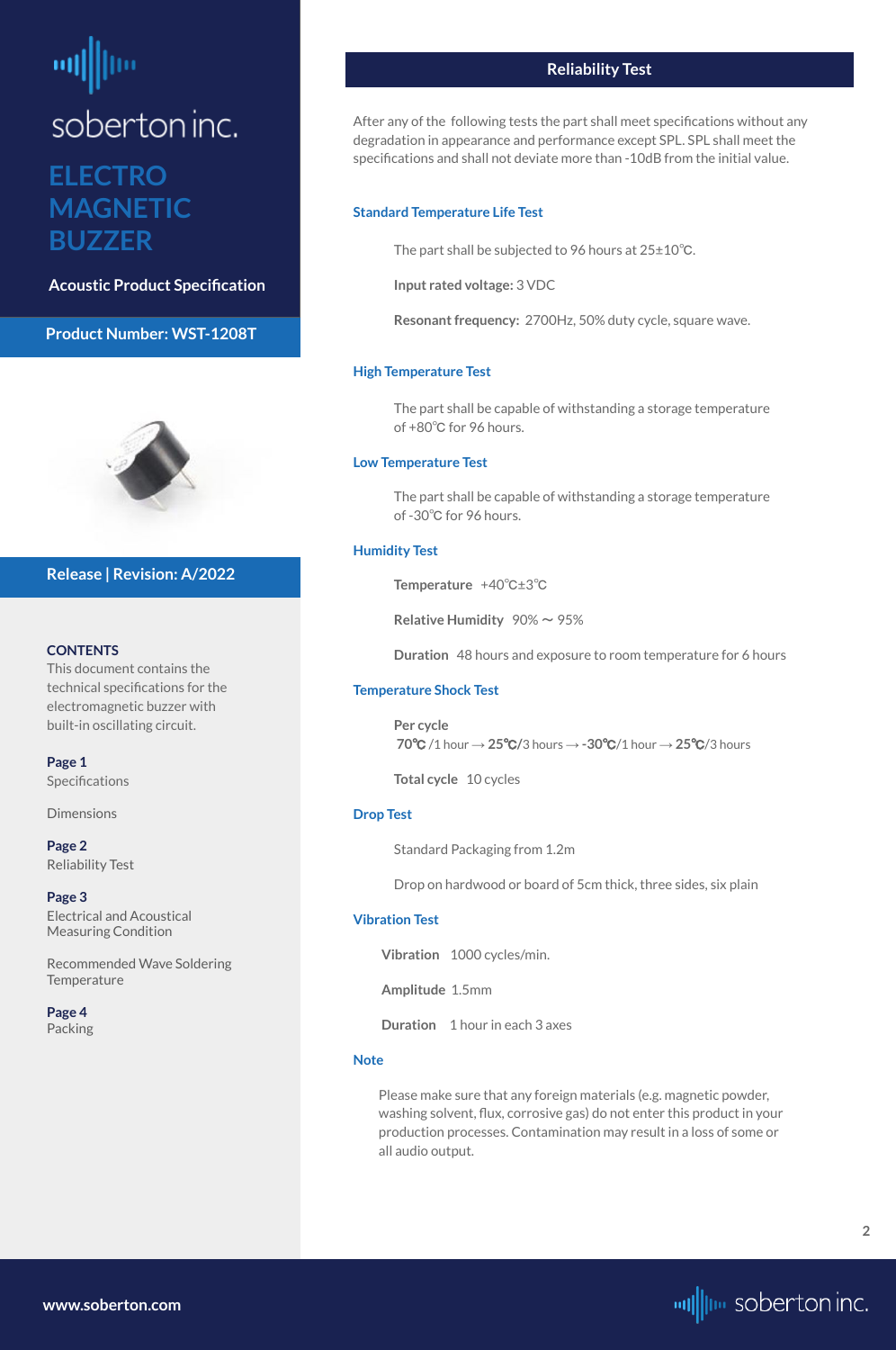soberton inc.

# ELECTRO MAGNETIC BUZZER

**Acoustic Product Specification**

**Product Number: WST-1208T**

**Release | Revision: A/2022**

**CONTENTS**

This document contains the technical specifications for the electromagnetic buzzer with built-in oscillating circuit.

**Page 1**
Specifications

Dimensions

**Page 2**
Reliability Test

**Page 3**
Electrical and Acoustical Measuring Condition

Recommended Wave Soldering Temperature

**Page 4**
Packing

## Reliability Test

After any of the following tests the part shall meet specifications without any degradation in appearance and performance except SPL. SPL shall meet the specifications and shall not deviate more than -10dB from the initial value.

### Standard Temperature Life Test

The part shall be subjected to 96 hours at 25±10℃.

**Input rated voltage:** 3 VDC

**Resonant frequency:** 2700Hz, 50% duty cycle, square wave.

### High Temperature Test

The part shall be capable of withstanding a storage temperature of +80℃ for 96 hours.

### Low Temperature Test

The part shall be capable of withstanding a storage temperature of -30℃ for 96 hours.

### Humidity Test

**Temperature** +40℃±3℃

**Relative Humidity** 90% ~ 95%

**Duration** 48 hours and exposure to room temperature for 6 hours

### Temperature Shock Test

**Per cycle**
**70℃** /1 hour → **25℃**/3 hours → **-30℃**/1 hour → **25℃**/3 hours

**Total cycle** 10 cycles

### Drop Test

Standard Packaging from 1.2m

Drop on hardwood or board of 5cm thick, three sides, six plain

### Vibration Test

**Vibration** 1000 cycles/min.

**Amplitude** 1.5mm

**Duration** 1 hour in each 3 axes

### Note

Please make sure that any foreign materials (e.g. magnetic powder, washing solvent, flux, corrosive gas) do not enter this product in your production processes. Contamination may result in a loss of some or all audio output.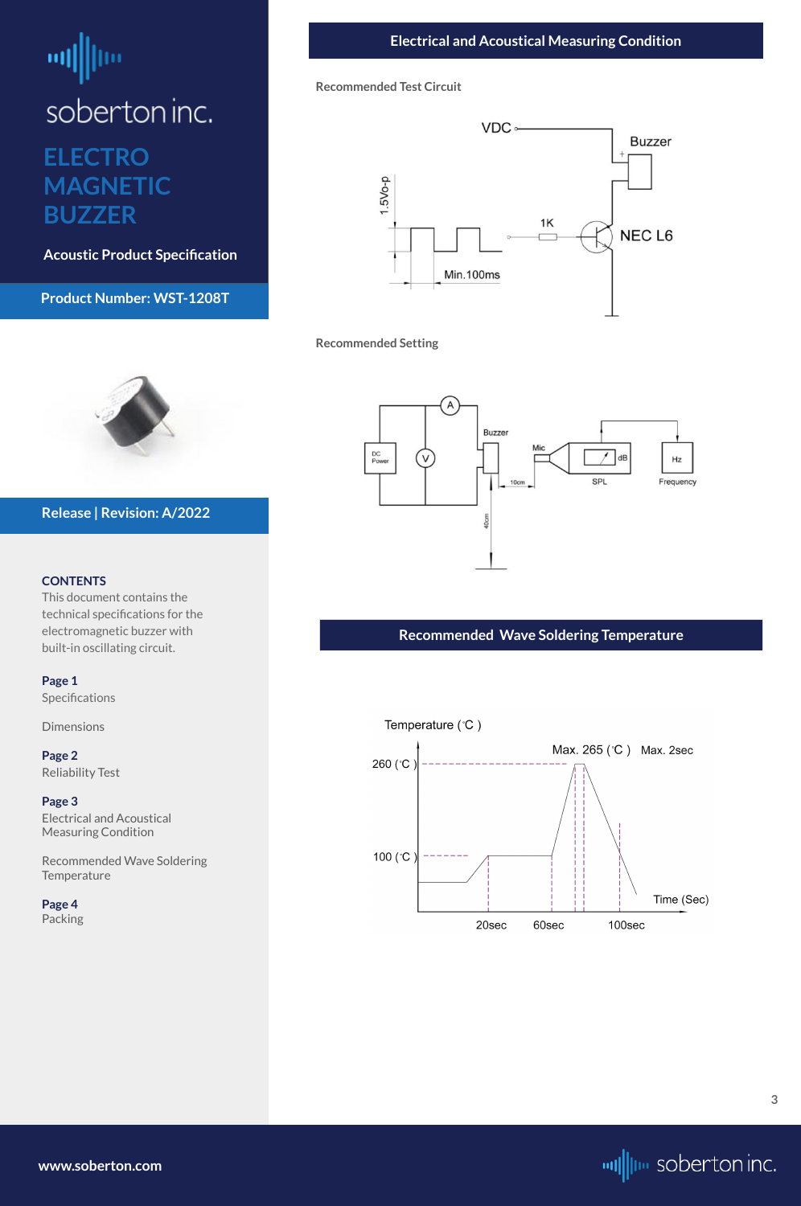soberton inc.

# ELECTRO MAGNETIC BUZZER

**Acoustic Product Specification**

**Product Number: WST-1208T**

**Release | Revision: A/2022**

**CONTENTS**

This document contains the technical specifications for the electromagnetic buzzer with built-in oscillating circuit.

**Page 1**
Specifications

Dimensions

**Page 2**
Reliability Test

**Page 3**
Electrical and Acoustical Measuring Condition

Recommended Wave Soldering Temperature

**Page 4**
Packing

## Electrical and Acoustical Measuring Condition

**Recommended Test Circuit**

VDC
Buzzer
1.5Vo-p
1K
NEC L6
Min.100ms

**Recommended Setting**

DC Power
V
A
Buzzer
Mic
10cm
40cm
dB
SPL
Hz
Frequency

## Recommended Wave Soldering Temperature

Temperature (˚C )
Max. 265 (˚C ) Max. 2sec
260 (˚C )
100 (˚C )
Time (Sec)
20sec 60sec 100sec

www.soberton.com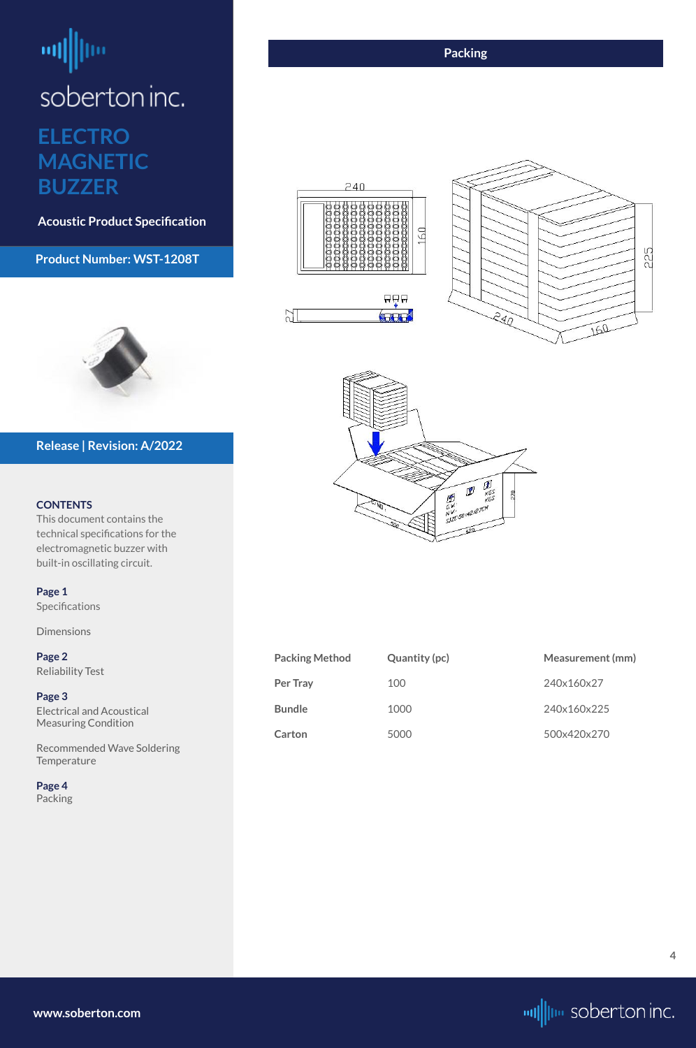# ELECTRO MAGNETIC BUZZER

**Acoustic Product Specification**

**Product Number: WST-1208T**

**Release | Revision: A/2022**

**CONTENTS**
This document contains the technical specifications for the electromagnetic buzzer with built-in oscillating circuit.

**Page 1**
Specifications

Dimensions

**Page 2**
Reliability Test

**Page 3**
Electrical and Acoustical Measuring Condition

Recommended Wave Soldering Temperature

**Page 4**
Packing

## Packing

240
160
27
240
160
225

| Packing Method | Quantity (pc) | Measurement (mm) |
|---|---|---|
| Per Tray | 100 | 240x160x27 |
| Bundle | 1000 | 240x160x225 |
| Carton | 5000 | 500x420x270 |

www.soberton.com